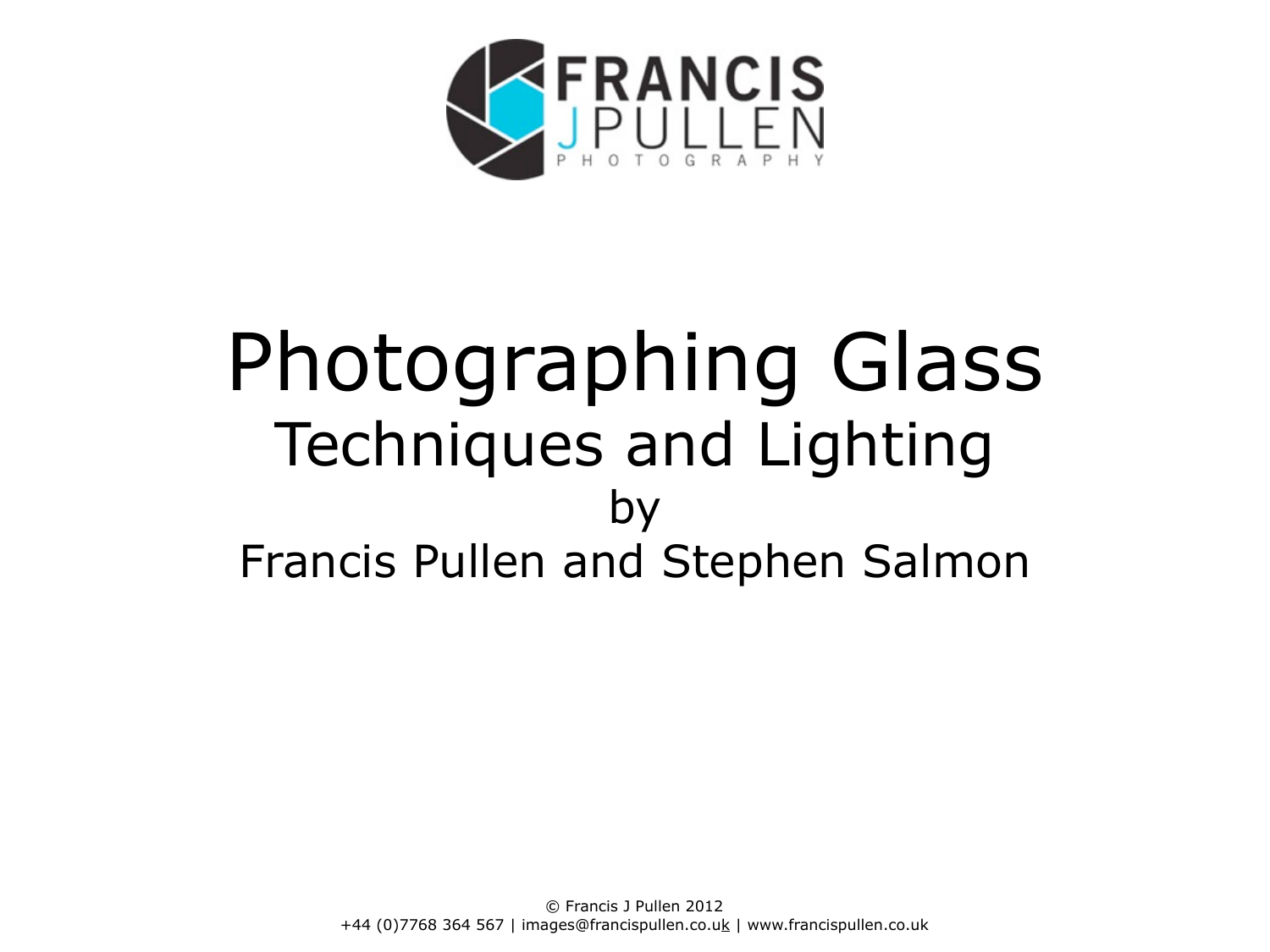FRANCIS J PULLEN PHOTOGRAPHY

# Photographing Glass

## Techniques and Lighting

by

Francis Pullen and Stephen Salmon

© Francis J Pullen 2012
+44 (0)7768 364 567 | images@francispullen.co.uk | www.francispullen.co.uk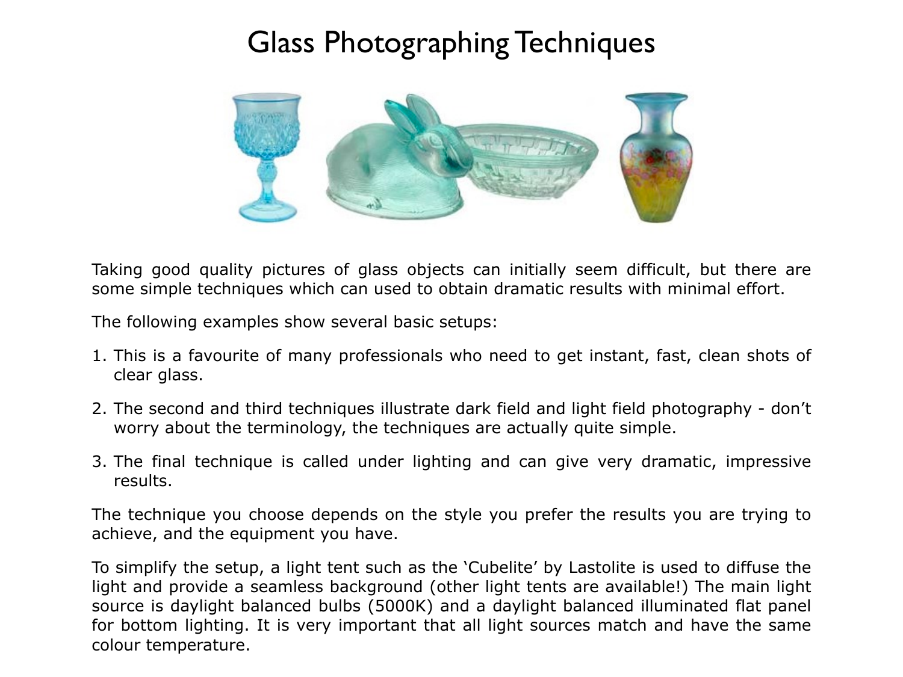# Glass Photographing Techniques

Taking good quality pictures of glass objects can initially seem difficult, but there are some simple techniques which can used to obtain dramatic results with minimal effort.

The following examples show several basic setups:

1. This is a favourite of many professionals who need to get instant, fast, clean shots of clear glass.
2. The second and third techniques illustrate dark field and light field photography - don't worry about the terminology, the techniques are actually quite simple.
3. The final technique is called under lighting and can give very dramatic, impressive results.

The technique you choose depends on the style you prefer the results you are trying to achieve, and the equipment you have.

To simplify the setup, a light tent such as the 'Cubelite' by Lastolite is used to diffuse the light and provide a seamless background (other light tents are available!) The main light source is daylight balanced bulbs (5000K) and a daylight balanced illuminated flat panel for bottom lighting. It is very important that all light sources match and have the same colour temperature.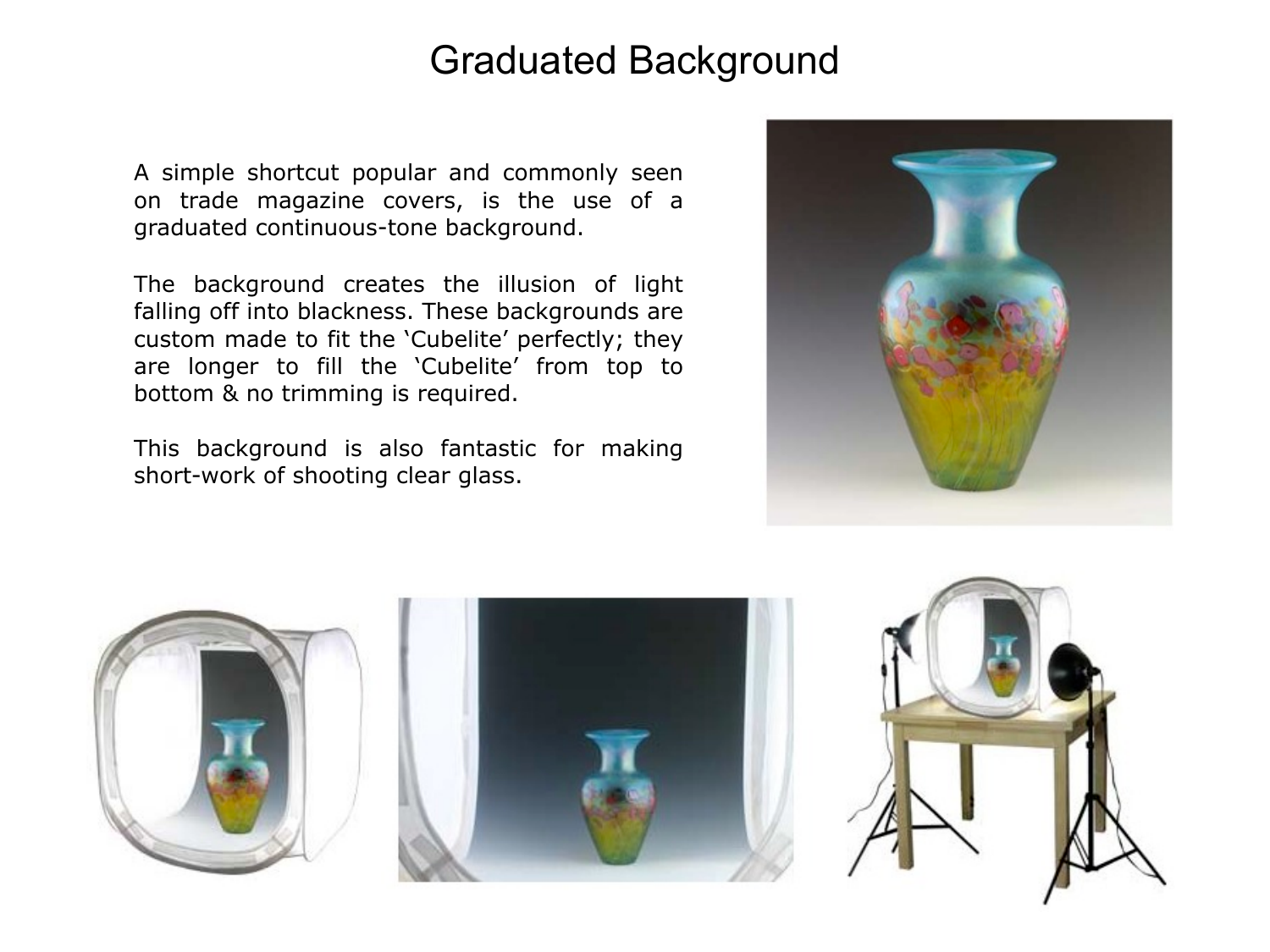# Graduated Background

A simple shortcut popular and commonly seen on trade magazine covers, is the use of a graduated continuous-tone background.

The background creates the illusion of light falling off into blackness. These backgrounds are custom made to fit the 'Cubelite' perfectly; they are longer to fill the 'Cubelite' from top to bottom & no trimming is required.

This background is also fantastic for making short-work of shooting clear glass.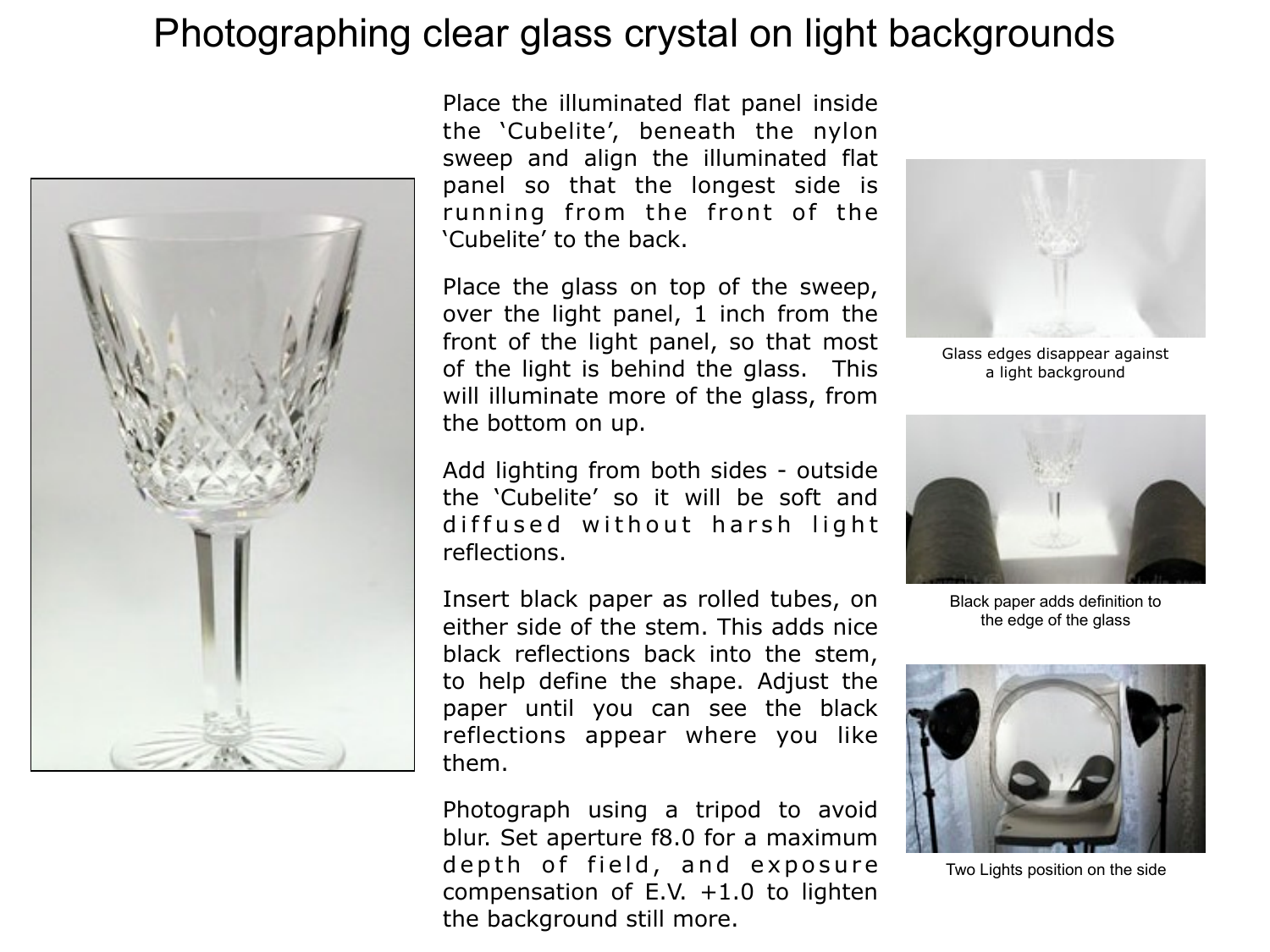# Photographing clear glass crystal on light backgrounds

Place the illuminated flat panel inside the 'Cubelite', beneath the nylon sweep and align the illuminated flat panel so that the longest side is running from the front of the 'Cubelite' to the back.

Place the glass on top of the sweep, over the light panel, 1 inch from the front of the light panel, so that most of the light is behind the glass. This will illuminate more of the glass, from the bottom on up.

Add lighting from both sides - outside the 'Cubelite' so it will be soft and diffused without harsh light reflections.

Insert black paper as rolled tubes, on either side of the stem. This adds nice black reflections back into the stem, to help define the shape. Adjust the paper until you can see the black reflections appear where you like them.

Photograph using a tripod to avoid blur. Set aperture f8.0 for a maximum depth of field, and exposure compensation of E.V. +1.0 to lighten the background still more.

Glass edges disappear against a light background

Black paper adds definition to the edge of the glass

Two Lights position on the side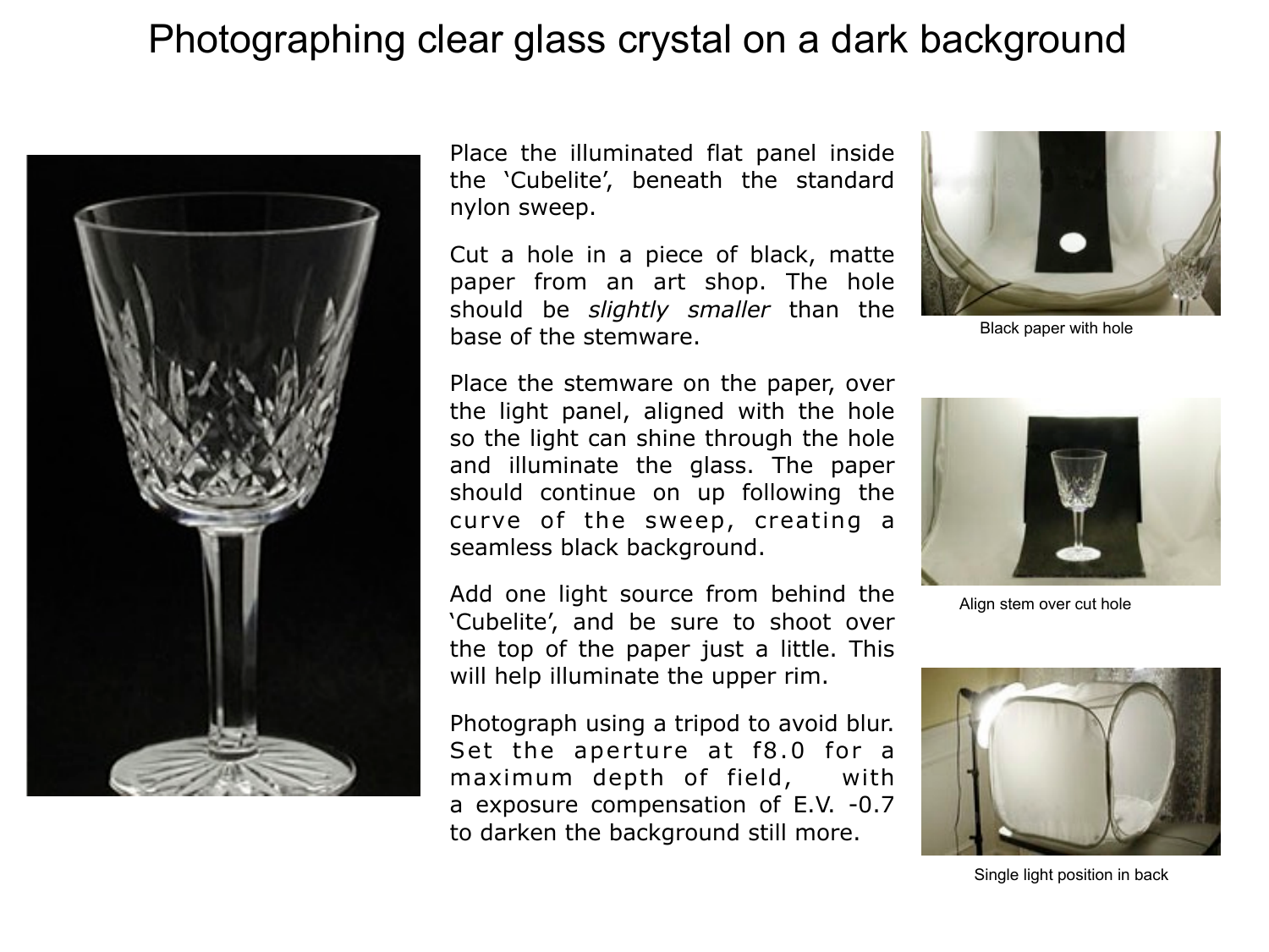# Photographing clear glass crystal on a dark background

Place the illuminated flat panel inside the 'Cubelite', beneath the standard nylon sweep.

Cut a hole in a piece of black, matte paper from an art shop. The hole should be *slightly smaller* than the base of the stemware.

Place the stemware on the paper, over the light panel, aligned with the hole so the light can shine through the hole and illuminate the glass. The paper should continue on up following the curve of the sweep, creating a seamless black background.

Add one light source from behind the 'Cubelite', and be sure to shoot over the top of the paper just a little. This will help illuminate the upper rim.

Photograph using a tripod to avoid blur. Set the aperture at f8.0 for a maximum depth of field, with a exposure compensation of E.V. -0.7 to darken the background still more.

Black paper with hole

Align stem over cut hole

Single light position in back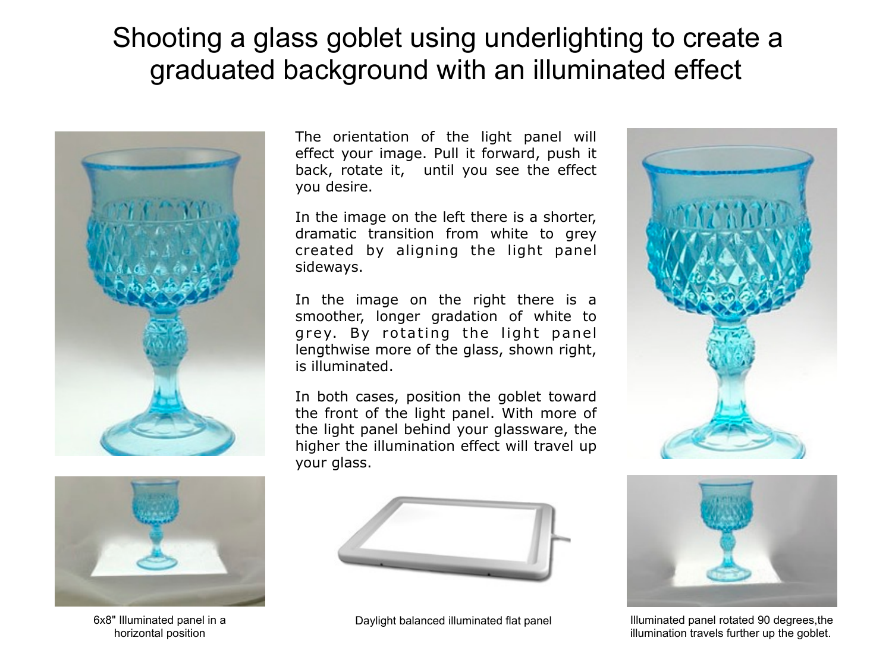# Shooting a glass goblet using underlighting to create a graduated background with an illuminated effect

The orientation of the light panel will effect your image. Pull it forward, push it back, rotate it, until you see the effect you desire.

In the image on the left there is a shorter, dramatic transition from white to grey created by aligning the light panel sideways.

In the image on the right there is a smoother, longer gradation of white to grey. By rotating the light panel lengthwise more of the glass, shown right, is illuminated.

In both cases, position the goblet toward the front of the light panel. With more of the light panel behind your glassware, the higher the illumination effect will travel up your glass.

6x8" Illuminated panel in a horizontal position

Daylight balanced illuminated flat panel

Illuminated panel rotated 90 degrees,the illumination travels further up the goblet.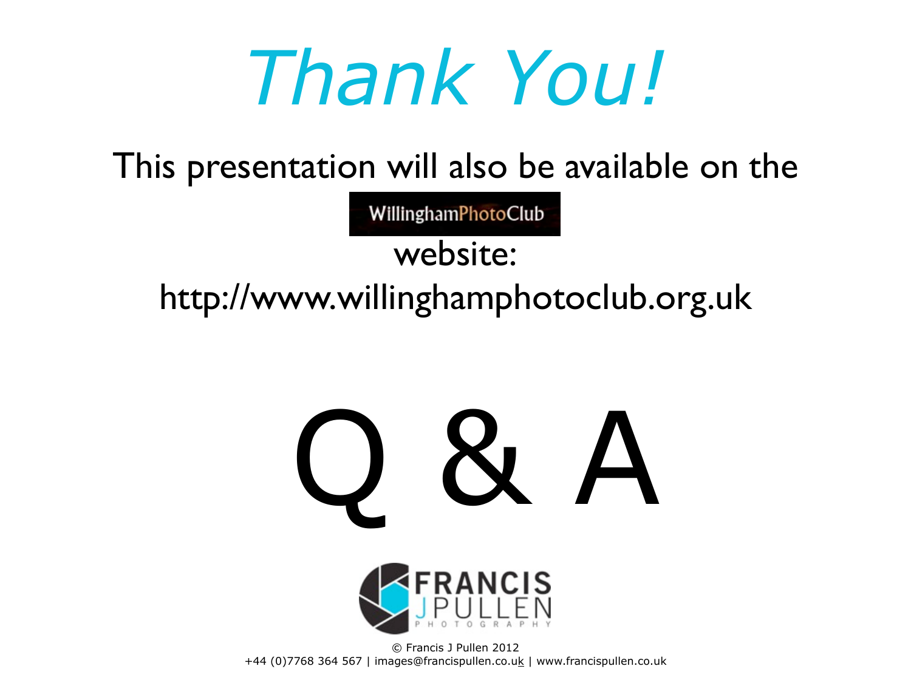# *Thank You!*

This presentation will also be available on the

WillinghamPhotoClub

website:

http://www.willinghamphotoclub.org.uk

# Q & A

FRANCIS J PULLEN PHOTOGRAPHY

© Francis J Pullen 2012
+44 (0)7768 364 567 | images@francispullen.co.uk | www.francispullen.co.uk